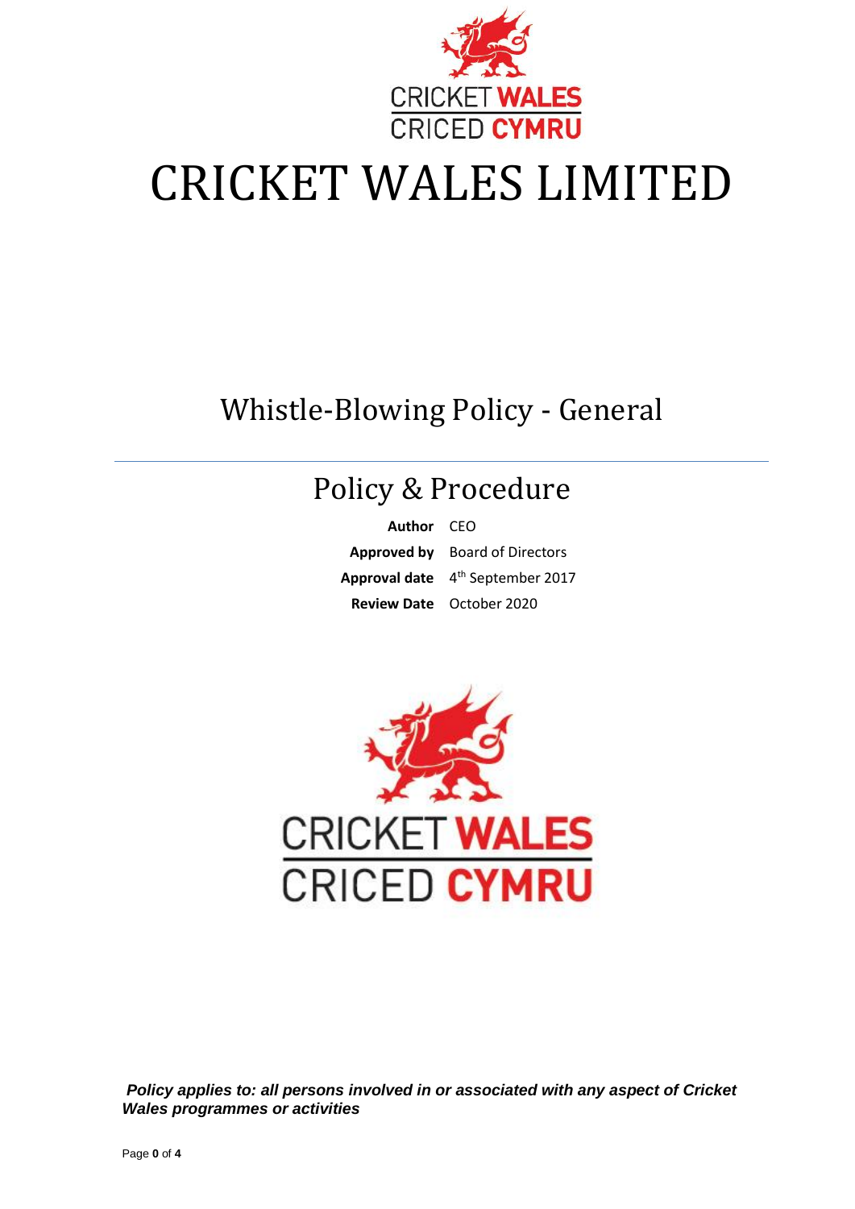# CRICKET WALES LIMITED

## Whistle-Blowing Policy - General

## Policy & Procedure

| | |
|---|---|
| **Author** | CEO |
| **Approved by** | Board of Directors |
| **Approval date** | 4th September 2017 |
| **Review Date** | October 2020 |

***Policy applies to: all persons involved in or associated with any aspect of Cricket Wales programmes or activities***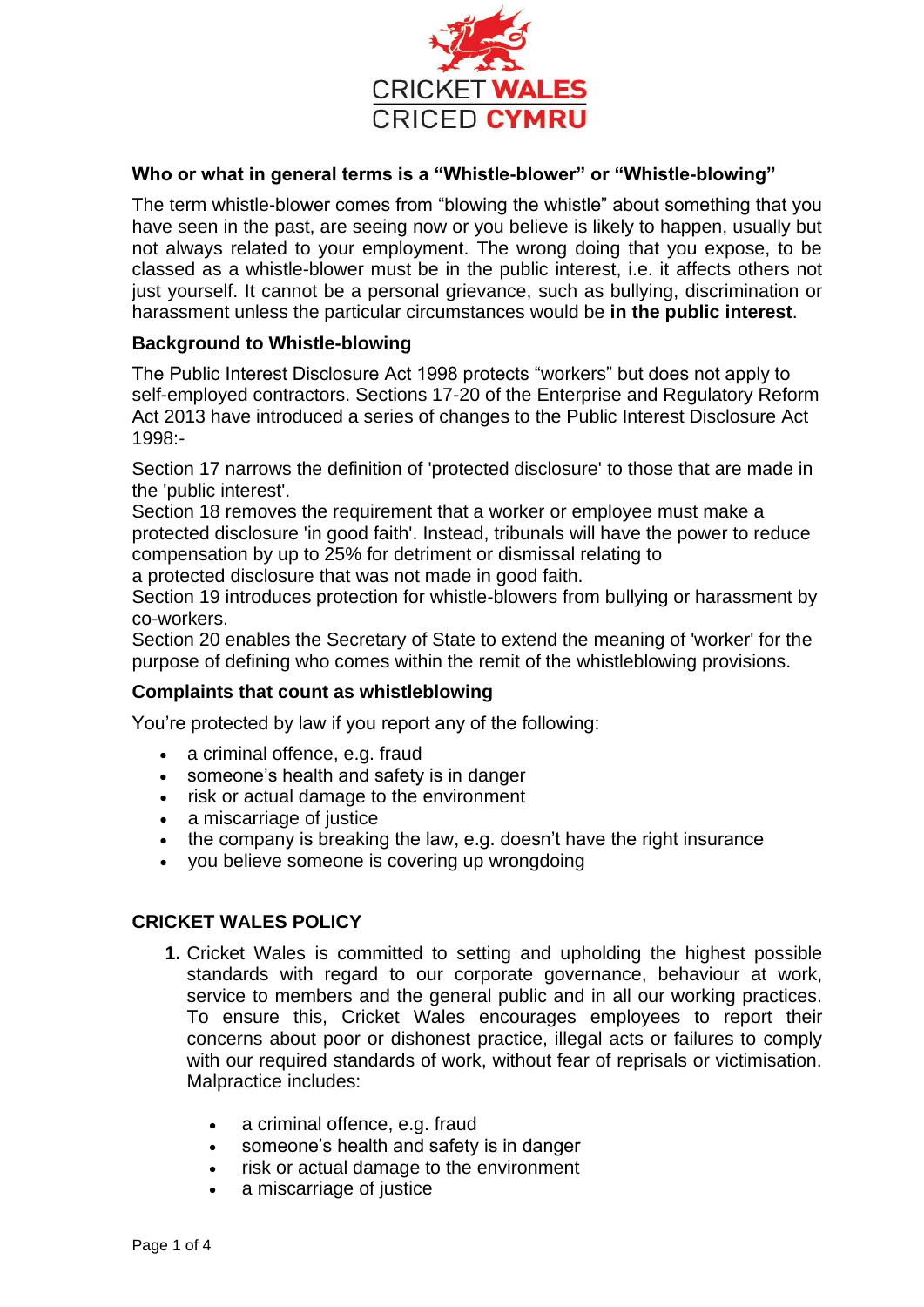CRICKET WALES
CRICED CYMRU

### Who or what in general terms is a "Whistle-blower" or "Whistle-blowing"

The term whistle-blower comes from "blowing the whistle" about something that you have seen in the past, are seeing now or you believe is likely to happen, usually but not always related to your employment. The wrong doing that you expose, to be classed as a whistle-blower must be in the public interest, i.e. it affects others not just yourself. It cannot be a personal grievance, such as bullying, discrimination or harassment unless the particular circumstances would be **in the public interest**.

### Background to Whistle-blowing

The Public Interest Disclosure Act 1998 protects "workers" but does not apply to self-employed contractors. Sections 17-20 of the Enterprise and Regulatory Reform Act 2013 have introduced a series of changes to the Public Interest Disclosure Act 1998:-

Section 17 narrows the definition of 'protected disclosure' to those that are made in the 'public interest'.
Section 18 removes the requirement that a worker or employee must make a protected disclosure 'in good faith'. Instead, tribunals will have the power to reduce compensation by up to 25% for detriment or dismissal relating to a protected disclosure that was not made in good faith.
Section 19 introduces protection for whistle-blowers from bullying or harassment by co-workers.
Section 20 enables the Secretary of State to extend the meaning of 'worker' for the purpose of defining who comes within the remit of the whistleblowing provisions.

### Complaints that count as whistleblowing

You're protected by law if you report any of the following:

- a criminal offence, e.g. fraud
- someone's health and safety is in danger
- risk or actual damage to the environment
- a miscarriage of justice
- the company is breaking the law, e.g. doesn't have the right insurance
- you believe someone is covering up wrongdoing

### CRICKET WALES POLICY

1. Cricket Wales is committed to setting and upholding the highest possible standards with regard to our corporate governance, behaviour at work, service to members and the general public and in all our working practices. To ensure this, Cricket Wales encourages employees to report their concerns about poor or dishonest practice, illegal acts or failures to comply with our required standards of work, without fear of reprisals or victimisation. Malpractice includes:

    - a criminal offence, e.g. fraud
    - someone's health and safety is in danger
    - risk or actual damage to the environment
    - a miscarriage of justice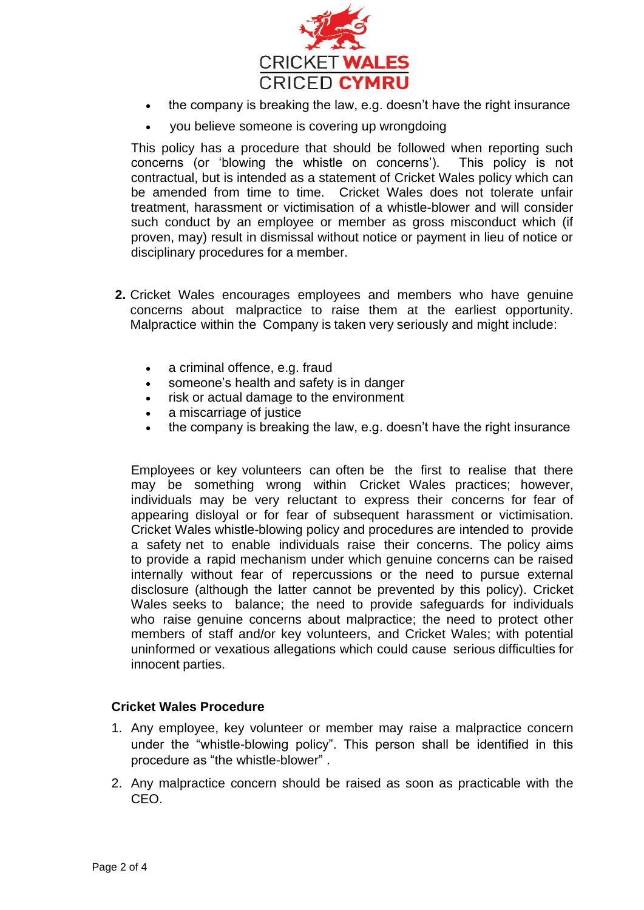- the company is breaking the law, e.g. doesn't have the right insurance
- you believe someone is covering up wrongdoing

This policy has a procedure that should be followed when reporting such concerns (or 'blowing the whistle on concerns'). This policy is not contractual, but is intended as a statement of Cricket Wales policy which can be amended from time to time. Cricket Wales does not tolerate unfair treatment, harassment or victimisation of a whistle-blower and will consider such conduct by an employee or member as gross misconduct which (if proven, may) result in dismissal without notice or payment in lieu of notice or disciplinary procedures for a member.

**2.** Cricket Wales encourages employees and members who have genuine concerns about malpractice to raise them at the earliest opportunity. Malpractice within the Company is taken very seriously and might include:

- a criminal offence, e.g. fraud
- someone's health and safety is in danger
- risk or actual damage to the environment
- a miscarriage of justice
- the company is breaking the law, e.g. doesn't have the right insurance

Employees or key volunteers can often be the first to realise that there may be something wrong within Cricket Wales practices; however, individuals may be very reluctant to express their concerns for fear of appearing disloyal or for fear of subsequent harassment or victimisation. Cricket Wales whistle-blowing policy and procedures are intended to provide a safety net to enable individuals raise their concerns. The policy aims to provide a rapid mechanism under which genuine concerns can be raised internally without fear of repercussions or the need to pursue external disclosure (although the latter cannot be prevented by this policy). Cricket Wales seeks to balance; the need to provide safeguards for individuals who raise genuine concerns about malpractice; the need to protect other members of staff and/or key volunteers, and Cricket Wales; with potential uninformed or vexatious allegations which could cause serious difficulties for innocent parties.

### Cricket Wales Procedure

1. Any employee, key volunteer or member may raise a malpractice concern under the "whistle-blowing policy". This person shall be identified in this procedure as "the whistle-blower" .
2. Any malpractice concern should be raised as soon as practicable with the CEO.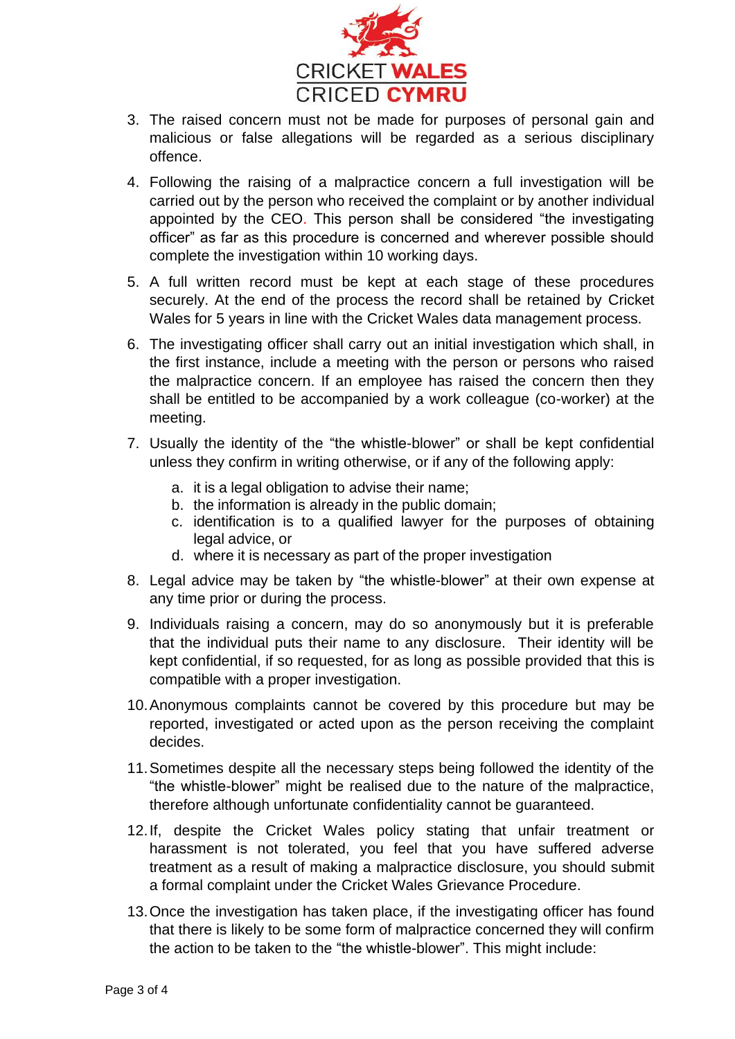3. The raised concern must not be made for purposes of personal gain and malicious or false allegations will be regarded as a serious disciplinary offence.
4. Following the raising of a malpractice concern a full investigation will be carried out by the person who received the complaint or by another individual appointed by the CEO. This person shall be considered "the investigating officer" as far as this procedure is concerned and wherever possible should complete the investigation within 10 working days.
5. A full written record must be kept at each stage of these procedures securely. At the end of the process the record shall be retained by Cricket Wales for 5 years in line with the Cricket Wales data management process.
6. The investigating officer shall carry out an initial investigation which shall, in the first instance, include a meeting with the person or persons who raised the malpractice concern. If an employee has raised the concern then they shall be entitled to be accompanied by a work colleague (co-worker) at the meeting.
7. Usually the identity of the "the whistle-blower" or shall be kept confidential unless they confirm in writing otherwise, or if any of the following apply:
   a. it is a legal obligation to advise their name;
   b. the information is already in the public domain;
   c. identification is to a qualified lawyer for the purposes of obtaining legal advice, or
   d. where it is necessary as part of the proper investigation
8. Legal advice may be taken by "the whistle-blower" at their own expense at any time prior or during the process.
9. Individuals raising a concern, may do so anonymously but it is preferable that the individual puts their name to any disclosure. Their identity will be kept confidential, if so requested, for as long as possible provided that this is compatible with a proper investigation.
10. Anonymous complaints cannot be covered by this procedure but may be reported, investigated or acted upon as the person receiving the complaint decides.
11. Sometimes despite all the necessary steps being followed the identity of the "the whistle-blower" might be realised due to the nature of the malpractice, therefore although unfortunate confidentiality cannot be guaranteed.
12. If, despite the Cricket Wales policy stating that unfair treatment or harassment is not tolerated, you feel that you have suffered adverse treatment as a result of making a malpractice disclosure, you should submit a formal complaint under the Cricket Wales Grievance Procedure.
13. Once the investigation has taken place, if the investigating officer has found that there is likely to be some form of malpractice concerned they will confirm the action to be taken to the "the whistle-blower". This might include: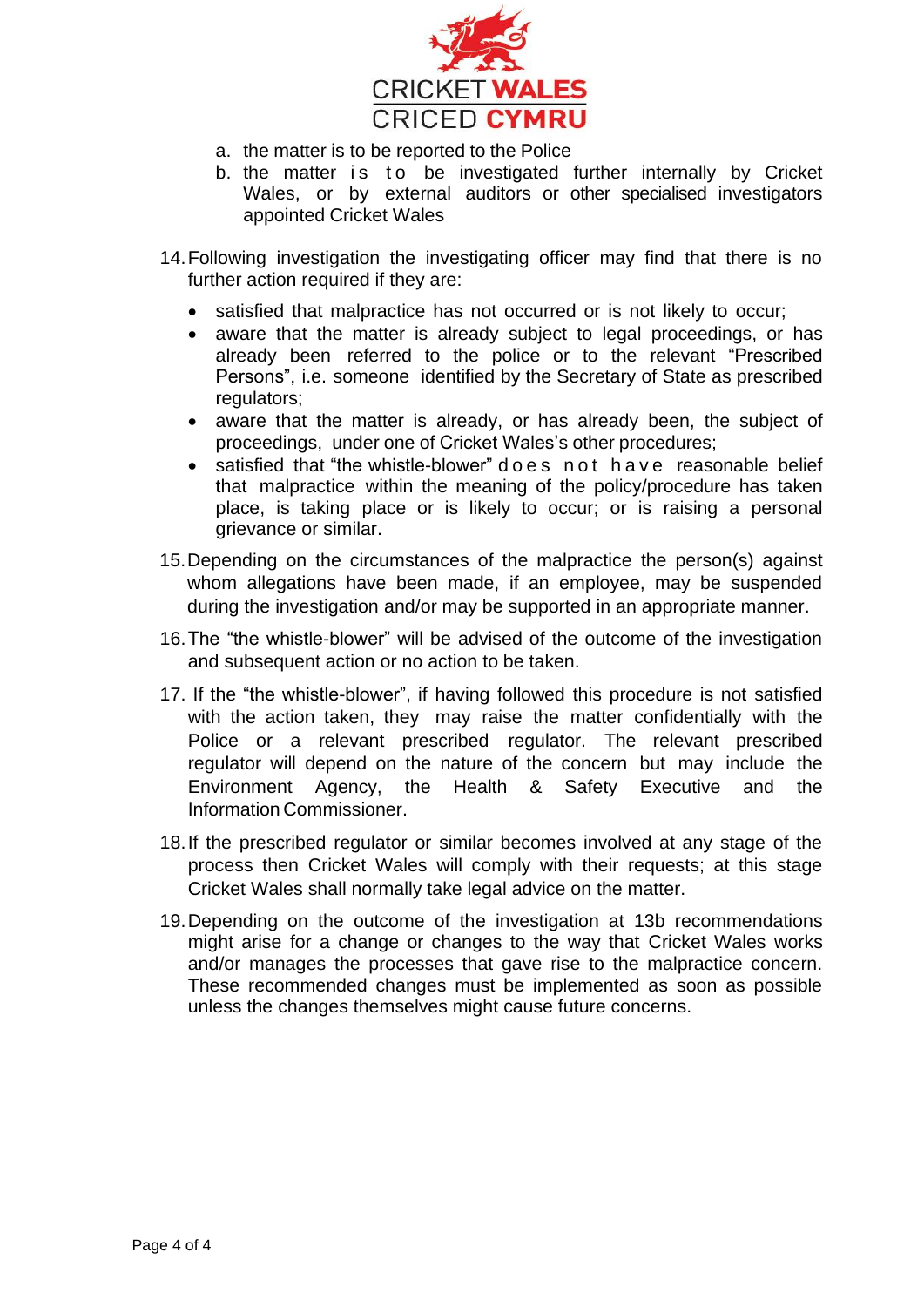a. the matter is to be reported to the Police
b. the matter is to be investigated further internally by Cricket Wales, or by external auditors or other specialised investigators appointed Cricket Wales

14. Following investigation the investigating officer may find that there is no further action required if they are:

    - satisfied that malpractice has not occurred or is not likely to occur;
    - aware that the matter is already subject to legal proceedings, or has already been referred to the police or to the relevant "Prescribed Persons", i.e. someone identified by the Secretary of State as prescribed regulators;
    - aware that the matter is already, or has already been, the subject of proceedings, under one of Cricket Wales's other procedures;
    - satisfied that "the whistle-blower" does not have reasonable belief that malpractice within the meaning of the policy/procedure has taken place, is taking place or is likely to occur; or is raising a personal grievance or similar.

15. Depending on the circumstances of the malpractice the person(s) against whom allegations have been made, if an employee, may be suspended during the investigation and/or may be supported in an appropriate manner.

16. The "the whistle-blower" will be advised of the outcome of the investigation and subsequent action or no action to be taken.

17. If the "the whistle-blower", if having followed this procedure is not satisfied with the action taken, they may raise the matter confidentially with the Police or a relevant prescribed regulator. The relevant prescribed regulator will depend on the nature of the concern but may include the Environment Agency, the Health & Safety Executive and the Information Commissioner.

18. If the prescribed regulator or similar becomes involved at any stage of the process then Cricket Wales will comply with their requests; at this stage Cricket Wales shall normally take legal advice on the matter.

19. Depending on the outcome of the investigation at 13b recommendations might arise for a change or changes to the way that Cricket Wales works and/or manages the processes that gave rise to the malpractice concern. These recommended changes must be implemented as soon as possible unless the changes themselves might cause future concerns.